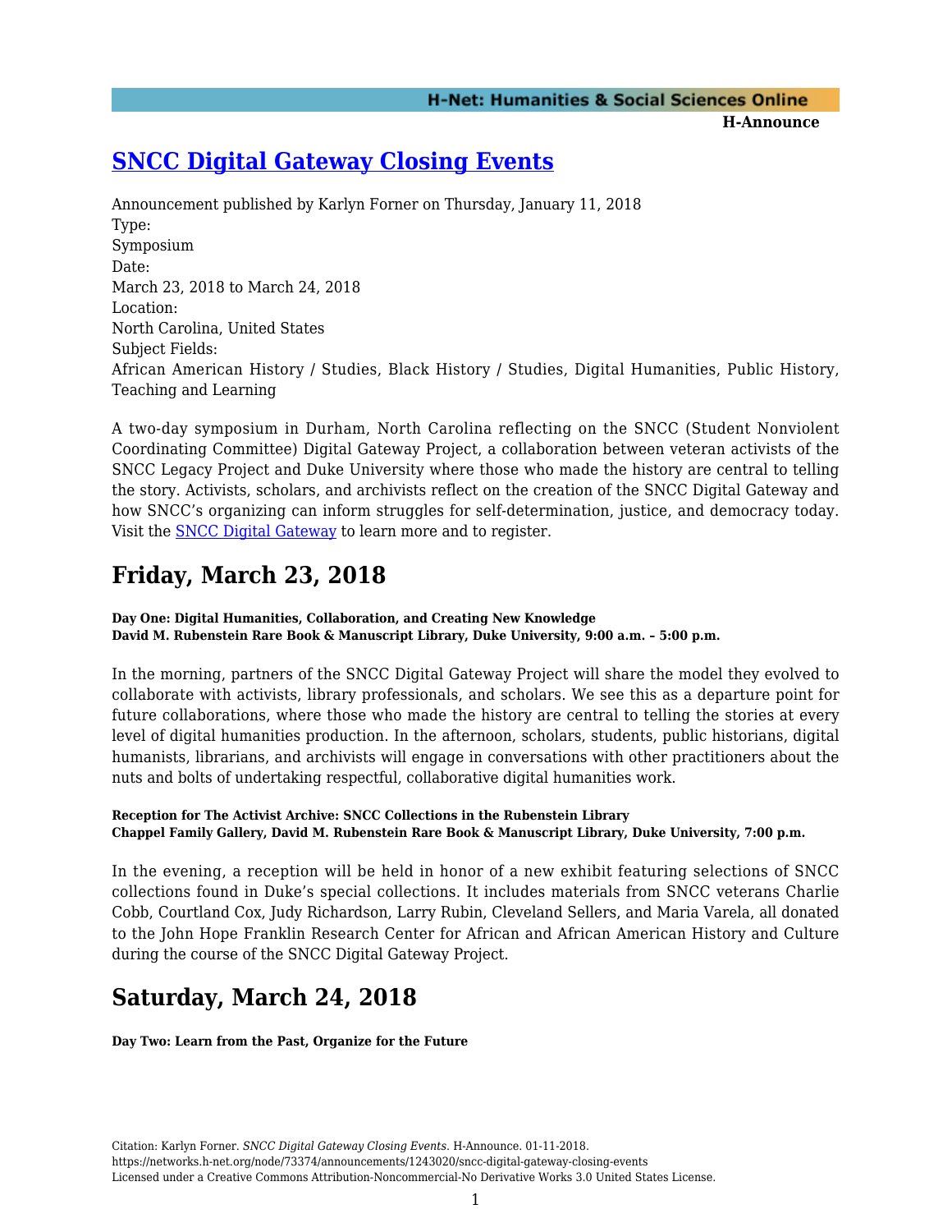# [SNCC Digital Gateway Closing Events](https://networks.h-net.org/node/73374/announcements/1243020/sncc-digital-gateway-closing-events)

Announcement published by Karlyn Forner on Thursday, January 11, 2018

Type:
Symposium

Date:
March 23, 2018 to March 24, 2018

Location:
North Carolina, United States

Subject Fields:
African American History / Studies, Black History / Studies, Digital Humanities, Public History, Teaching and Learning

A two-day symposium in Durham, North Carolina reflecting on the SNCC (Student Nonviolent Coordinating Committee) Digital Gateway Project, a collaboration between veteran activists of the SNCC Legacy Project and Duke University where those who made the history are central to telling the story. Activists, scholars, and archivists reflect on the creation of the SNCC Digital Gateway and how SNCC's organizing can inform struggles for self-determination, justice, and democracy today. Visit the SNCC Digital Gateway to learn more and to register.

## Friday, March 23, 2018

**Day One: Digital Humanities, Collaboration, and Creating New Knowledge**
**David M. Rubenstein Rare Book & Manuscript Library, Duke University, 9:00 a.m. – 5:00 p.m.**

In the morning, partners of the SNCC Digital Gateway Project will share the model they evolved to collaborate with activists, library professionals, and scholars. We see this as a departure point for future collaborations, where those who made the history are central to telling the stories at every level of digital humanities production. In the afternoon, scholars, students, public historians, digital humanists, librarians, and archivists will engage in conversations with other practitioners about the nuts and bolts of undertaking respectful, collaborative digital humanities work.

**Reception for The Activist Archive: SNCC Collections in the Rubenstein Library**
**Chappel Family Gallery, David M. Rubenstein Rare Book & Manuscript Library, Duke University, 7:00 p.m.**

In the evening, a reception will be held in honor of a new exhibit featuring selections of SNCC collections found in Duke's special collections. It includes materials from SNCC veterans Charlie Cobb, Courtland Cox, Judy Richardson, Larry Rubin, Cleveland Sellers, and Maria Varela, all donated to the John Hope Franklin Research Center for African and African American History and Culture during the course of the SNCC Digital Gateway Project.

## Saturday, March 24, 2018

**Day Two: Learn from the Past, Organize for the Future**

Citation: Karlyn Forner. *SNCC Digital Gateway Closing Events*. H-Announce. 01-11-2018.
https://networks.h-net.org/node/73374/announcements/1243020/sncc-digital-gateway-closing-events
Licensed under a Creative Commons Attribution-Noncommercial-No Derivative Works 3.0 United States License.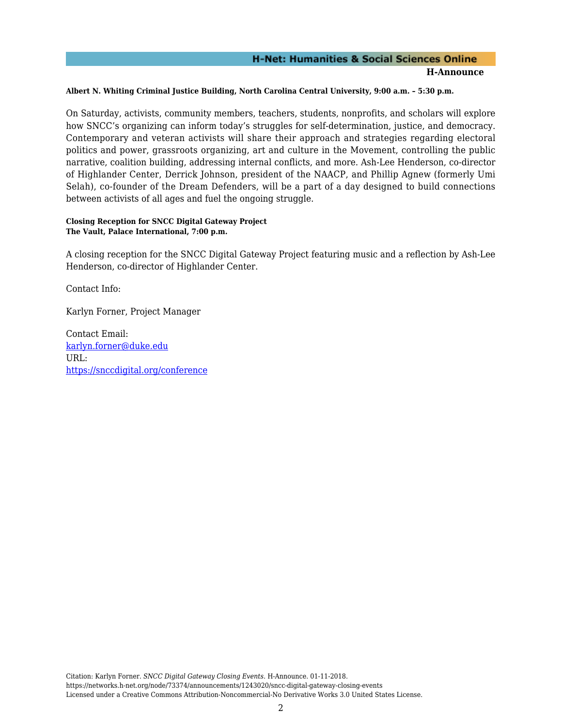**Albert N. Whiting Criminal Justice Building, North Carolina Central University, 9:00 a.m. – 5:30 p.m.**

On Saturday, activists, community members, teachers, students, nonprofits, and scholars will explore how SNCC's organizing can inform today's struggles for self-determination, justice, and democracy. Contemporary and veteran activists will share their approach and strategies regarding electoral politics and power, grassroots organizing, art and culture in the Movement, controlling the public narrative, coalition building, addressing internal conflicts, and more. Ash-Lee Henderson, co-director of Highlander Center, Derrick Johnson, president of the NAACP, and Phillip Agnew (formerly Umi Selah), co-founder of the Dream Defenders, will be a part of a day designed to build connections between activists of all ages and fuel the ongoing struggle.

**Closing Reception for SNCC Digital Gateway Project**
**The Vault, Palace International, 7:00 p.m.**

A closing reception for the SNCC Digital Gateway Project featuring music and a reflection by Ash-Lee Henderson, co-director of Highlander Center.

Contact Info:

Karlyn Forner, Project Manager

Contact Email:
karlyn.forner@duke.edu
URL:
https://sncċdigital.org/conference

Citation: Karlyn Forner. *SNCC Digital Gateway Closing Events*. H-Announce. 01-11-2018.
https://networks.h-net.org/node/73374/announcements/1243020/sncc-digital-gateway-closing-events
Licensed under a Creative Commons Attribution-Noncommercial-No Derivative Works 3.0 United States License.